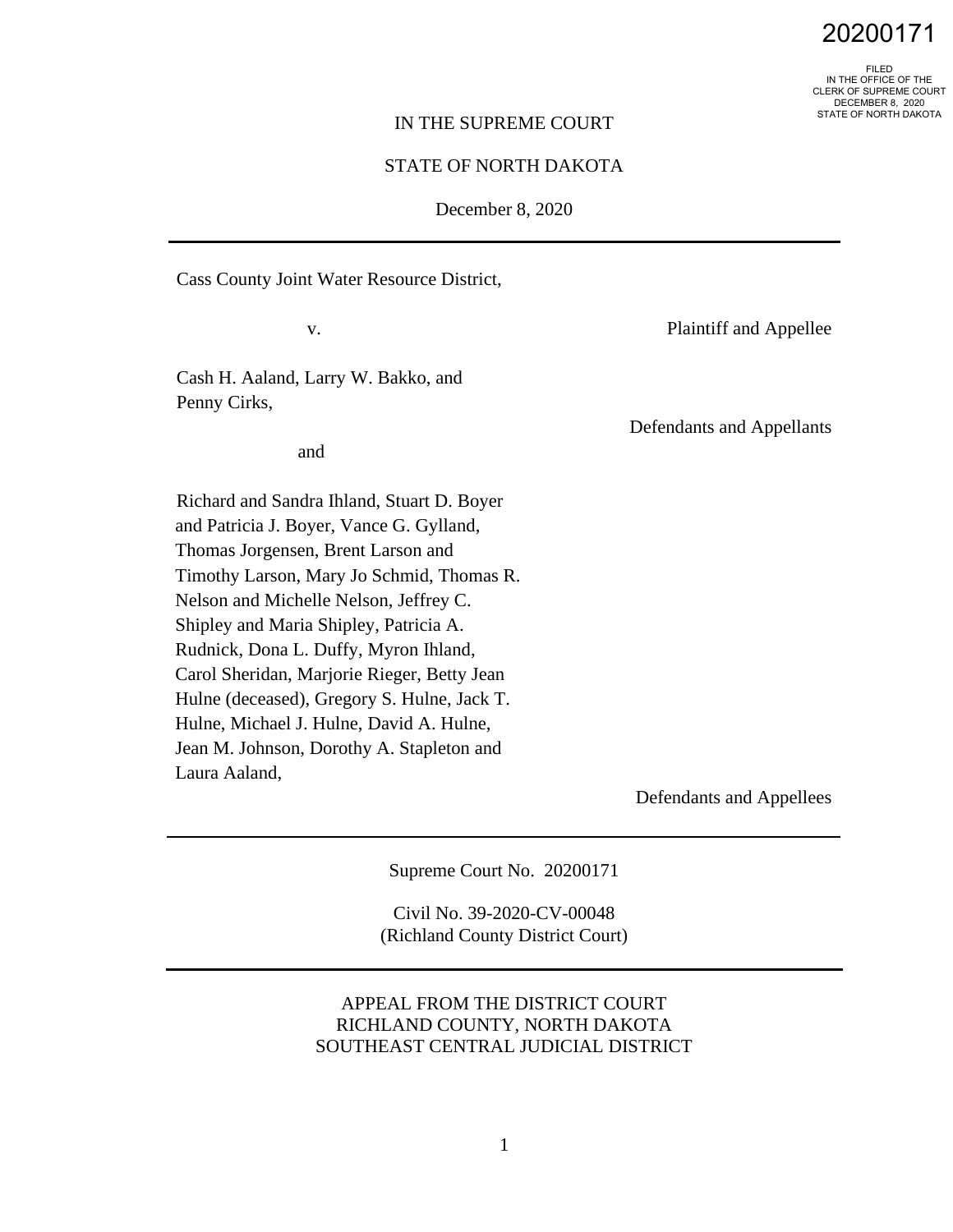20200171

FILED
IN THE OFFICE OF THE
CLERK OF SUPREME COURT
DECEMBER 8, 2020
STATE OF NORTH DAKOTA

IN THE SUPREME COURT

STATE OF NORTH DAKOTA

December 8, 2020

---

Cass County Joint Water Resource District,

Plaintiff and Appellee

v.

Cash H. Aaland, Larry W. Bakko, and Penny Cirks,

Defendants and Appellants

and

Richard and Sandra Ihland, Stuart D. Boyer and Patricia J. Boyer, Vance G. Gylland, Thomas Jorgensen, Brent Larson and Timothy Larson, Mary Jo Schmid, Thomas R. Nelson and Michelle Nelson, Jeffrey C. Shipley and Maria Shipley, Patricia A. Rudnick, Dona L. Duffy, Myron Ihland, Carol Sheridan, Marjorie Rieger, Betty Jean Hulne (deceased), Gregory S. Hulne, Jack T. Hulne, Michael J. Hulne, David A. Hulne, Jean M. Johnson, Dorothy A. Stapleton and Laura Aaland,

Defendants and Appellees

---

Supreme Court No. 20200171

Civil No. 39-2020-CV-00048
(Richland County District Court)

---

APPEAL FROM THE DISTRICT COURT
RICHLAND COUNTY, NORTH DAKOTA
SOUTHEAST CENTRAL JUDICIAL DISTRICT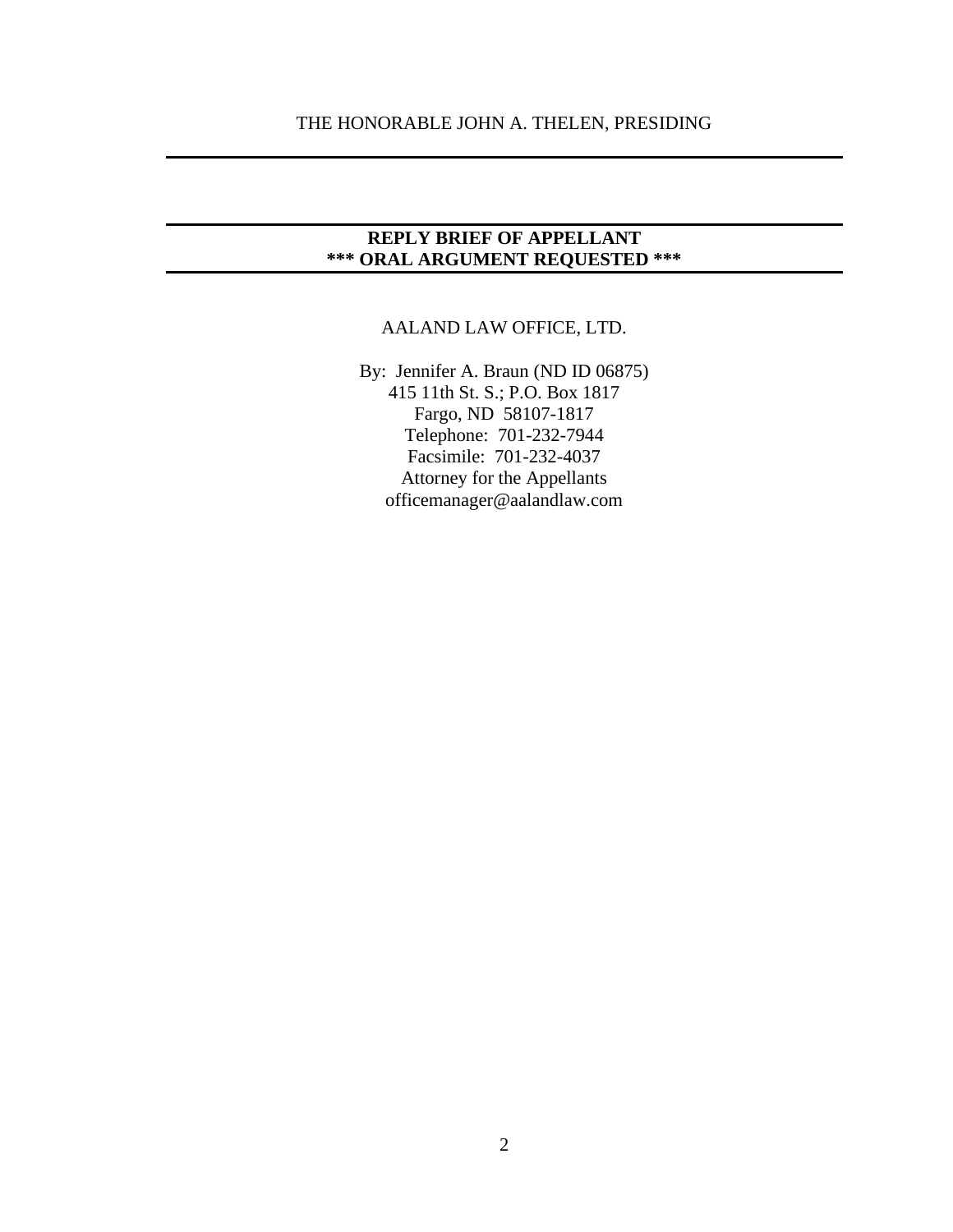THE HONORABLE JOHN A. THELEN, PRESIDING

---

---

**REPLY BRIEF OF APPELLANT**
**\*\*\* ORAL ARGUMENT REQUESTED \*\*\***

---

AALAND LAW OFFICE, LTD.

By: Jennifer A. Braun (ND ID 06875)
415 11th St. S.; P.O. Box 1817
Fargo, ND 58107-1817
Telephone: 701-232-7944
Facsimile: 701-232-4037
Attorney for the Appellants
officemanager@aalandlaw.com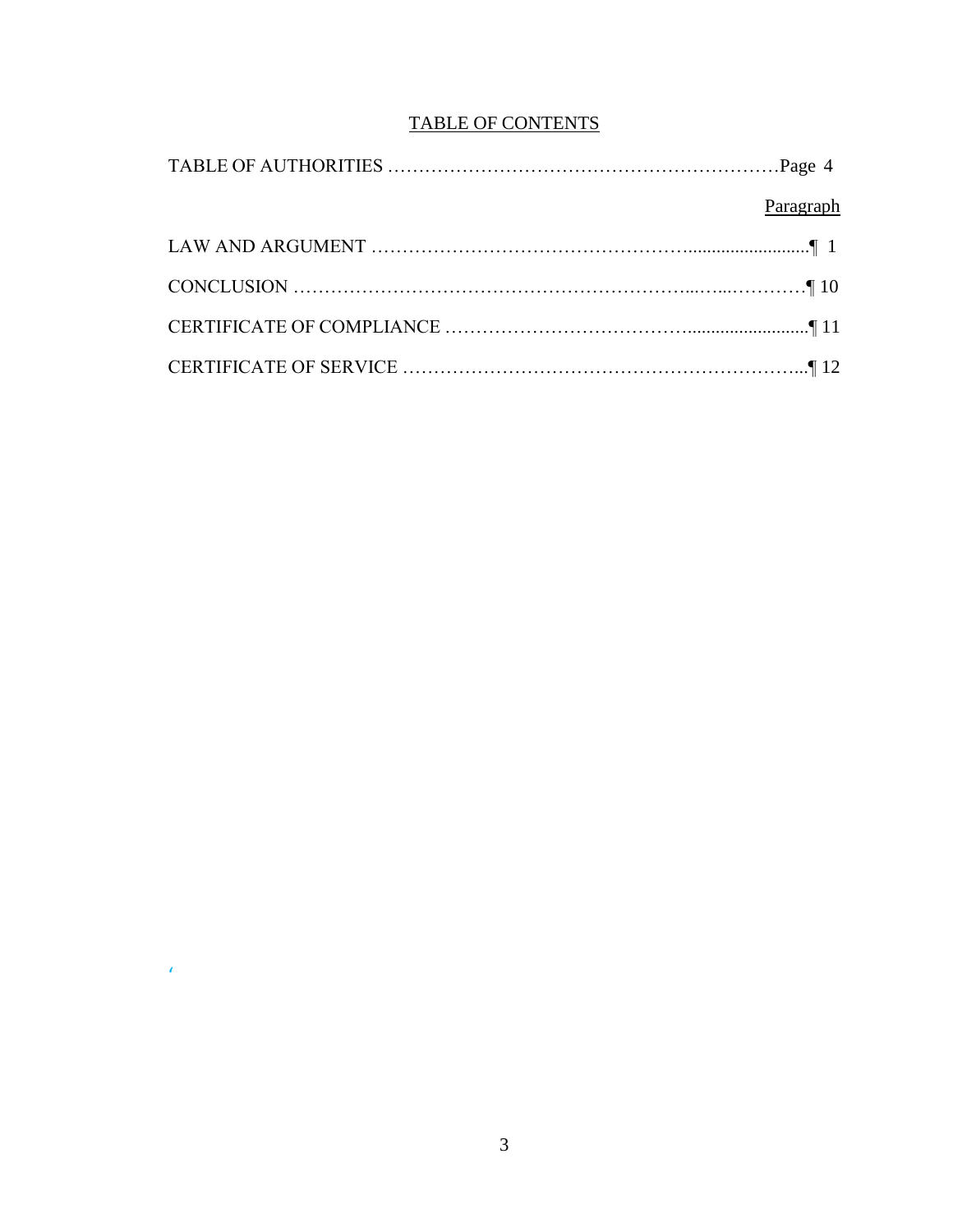# TABLE OF CONTENTS

TABLE OF AUTHORITIES ……………………………………………………Page 4

Paragraph

LAW AND ARGUMENT ……………………………………………..........................¶ 1

CONCLUSION ………………………………………………………...…...…………¶ 10

CERTIFICATE OF COMPLIANCE ………………………………..........................¶ 11

CERTIFICATE OF SERVICE …………………………………………………………...¶ 12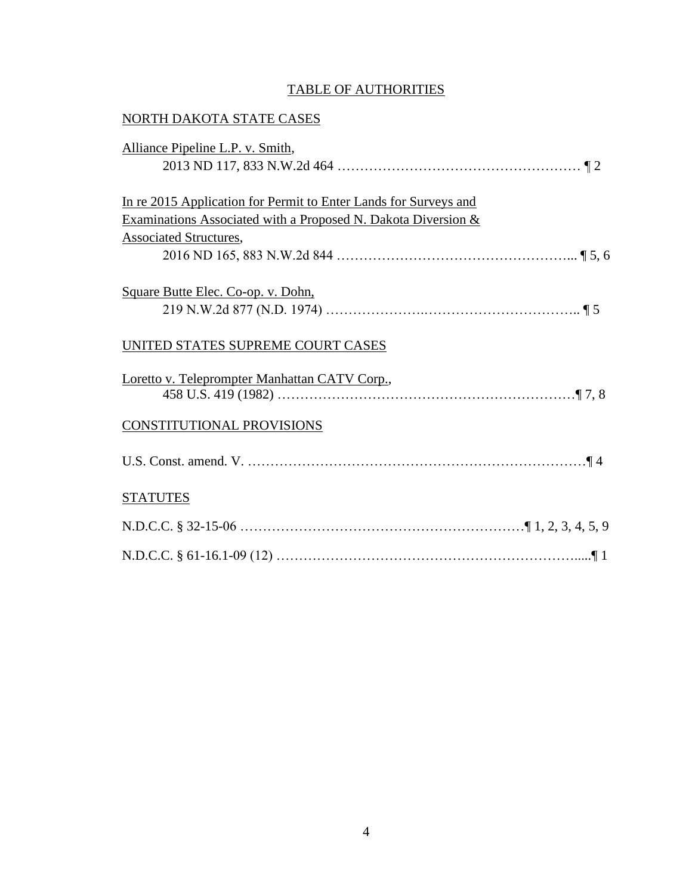# TABLE OF AUTHORITIES

## NORTH DAKOTA STATE CASES

Alliance Pipeline L.P. v. Smith,
2013 ND 117, 833 N.W.2d 464 ……………………………………………… ¶ 2

In re 2015 Application for Permit to Enter Lands for Surveys and Examinations Associated with a Proposed N. Dakota Diversion & Associated Structures,
2016 ND 165, 883 N.W.2d 844 …………………………………………….. ¶ 5, 6

Square Butte Elec. Co-op. v. Dohn,
219 N.W.2d 877 (N.D. 1974) ………………….…………………………….. ¶ 5

## UNITED STATES SUPREME COURT CASES

Loretto v. Teleprompter Manhattan CATV Corp.,
458 U.S. 419 (1982) …………………………………………………………¶ 7, 8

## CONSTITUTIONAL PROVISIONS

U.S. Const. amend. V. …………………………………………………………………¶ 4

## STATUTES

N.D.C.C. § 32-15-06 ………………………………………………………¶ 1, 2, 3, 4, 5, 9

N.D.C.C. § 61-16.1-09 (12) ………………………………………………………......¶ 1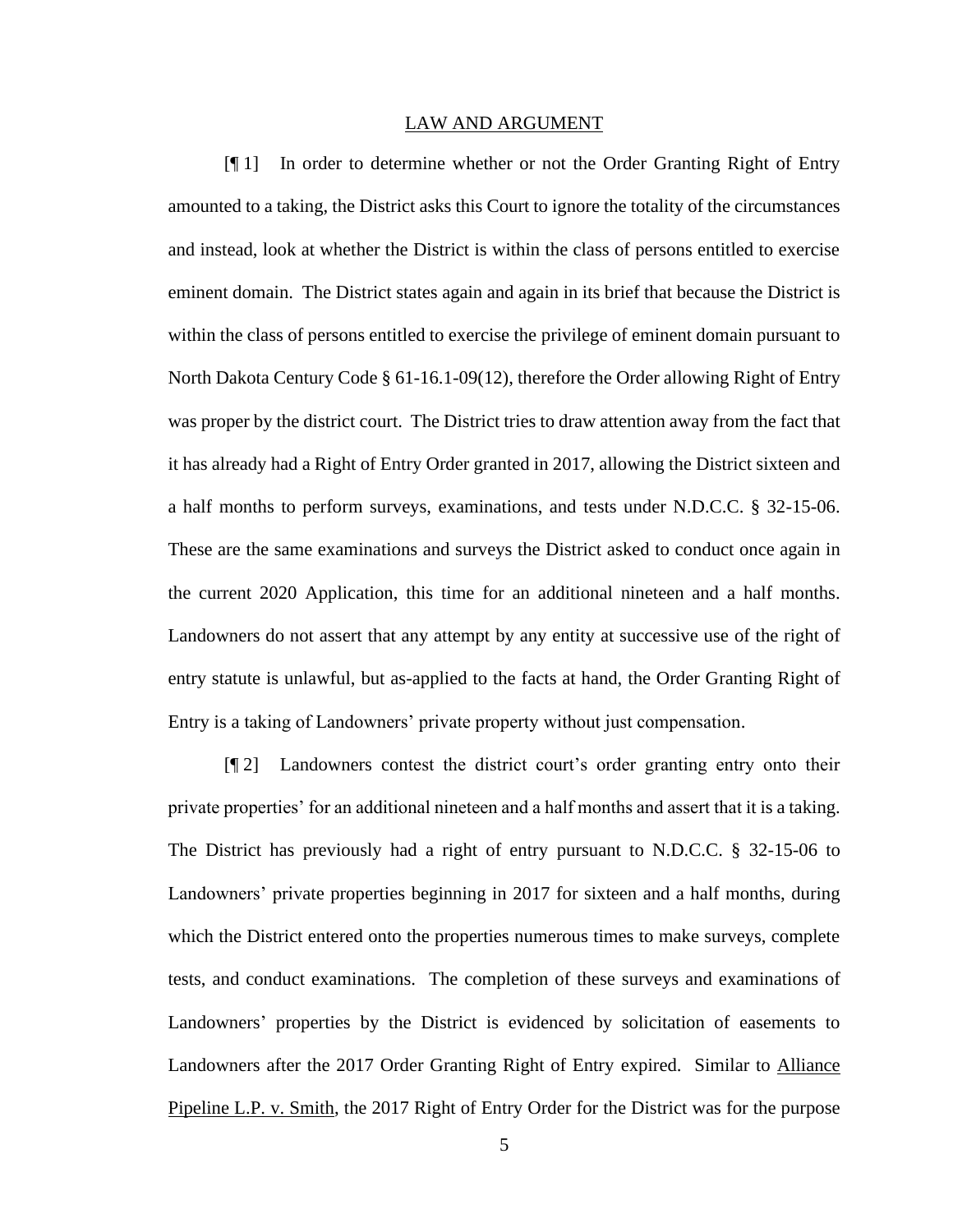## LAW AND ARGUMENT

[¶ 1] In order to determine whether or not the Order Granting Right of Entry amounted to a taking, the District asks this Court to ignore the totality of the circumstances and instead, look at whether the District is within the class of persons entitled to exercise eminent domain. The District states again and again in its brief that because the District is within the class of persons entitled to exercise the privilege of eminent domain pursuant to North Dakota Century Code § 61-16.1-09(12), therefore the Order allowing Right of Entry was proper by the district court. The District tries to draw attention away from the fact that it has already had a Right of Entry Order granted in 2017, allowing the District sixteen and a half months to perform surveys, examinations, and tests under N.D.C.C. § 32-15-06. These are the same examinations and surveys the District asked to conduct once again in the current 2020 Application, this time for an additional nineteen and a half months. Landowners do not assert that any attempt by any entity at successive use of the right of entry statute is unlawful, but as-applied to the facts at hand, the Order Granting Right of Entry is a taking of Landowners' private property without just compensation.

[¶ 2] Landowners contest the district court's order granting entry onto their private properties' for an additional nineteen and a half months and assert that it is a taking. The District has previously had a right of entry pursuant to N.D.C.C. § 32-15-06 to Landowners' private properties beginning in 2017 for sixteen and a half months, during which the District entered onto the properties numerous times to make surveys, complete tests, and conduct examinations. The completion of these surveys and examinations of Landowners' properties by the District is evidenced by solicitation of easements to Landowners after the 2017 Order Granting Right of Entry expired. Similar to <u>Alliance Pipeline L.P. v. Smith</u>, the 2017 Right of Entry Order for the District was for the purpose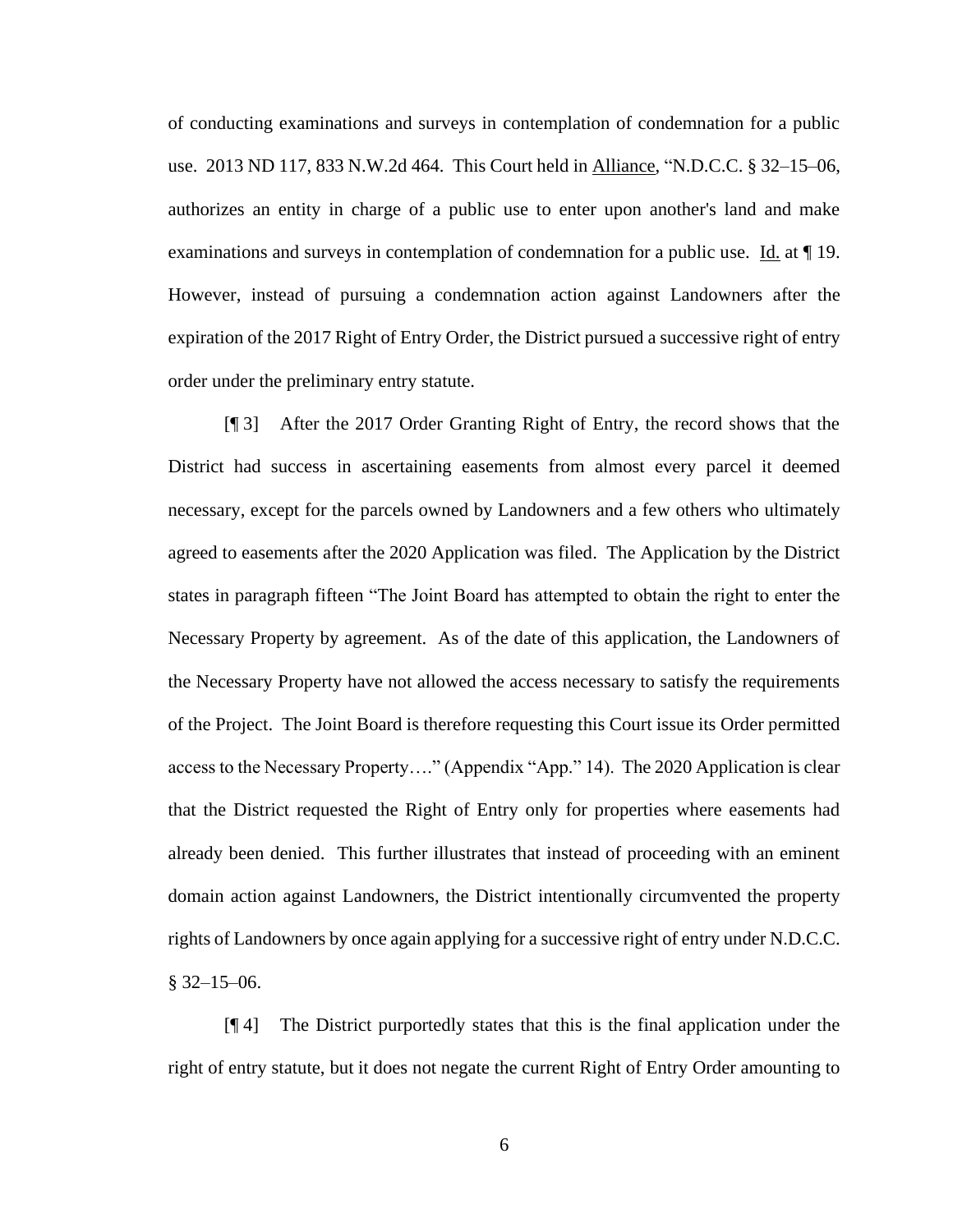of conducting examinations and surveys in contemplation of condemnation for a public use. 2013 ND 117, 833 N.W.2d 464. This Court held in Alliance, "N.D.C.C. § 32–15–06, authorizes an entity in charge of a public use to enter upon another's land and make examinations and surveys in contemplation of condemnation for a public use. Id. at ¶ 19. However, instead of pursuing a condemnation action against Landowners after the expiration of the 2017 Right of Entry Order, the District pursued a successive right of entry order under the preliminary entry statute.

[¶ 3] After the 2017 Order Granting Right of Entry, the record shows that the District had success in ascertaining easements from almost every parcel it deemed necessary, except for the parcels owned by Landowners and a few others who ultimately agreed to easements after the 2020 Application was filed. The Application by the District states in paragraph fifteen "The Joint Board has attempted to obtain the right to enter the Necessary Property by agreement. As of the date of this application, the Landowners of the Necessary Property have not allowed the access necessary to satisfy the requirements of the Project. The Joint Board is therefore requesting this Court issue its Order permitted access to the Necessary Property…." (Appendix "App." 14). The 2020 Application is clear that the District requested the Right of Entry only for properties where easements had already been denied. This further illustrates that instead of proceeding with an eminent domain action against Landowners, the District intentionally circumvented the property rights of Landowners by once again applying for a successive right of entry under N.D.C.C. § 32–15–06.

[¶ 4] The District purportedly states that this is the final application under the right of entry statute, but it does not negate the current Right of Entry Order amounting to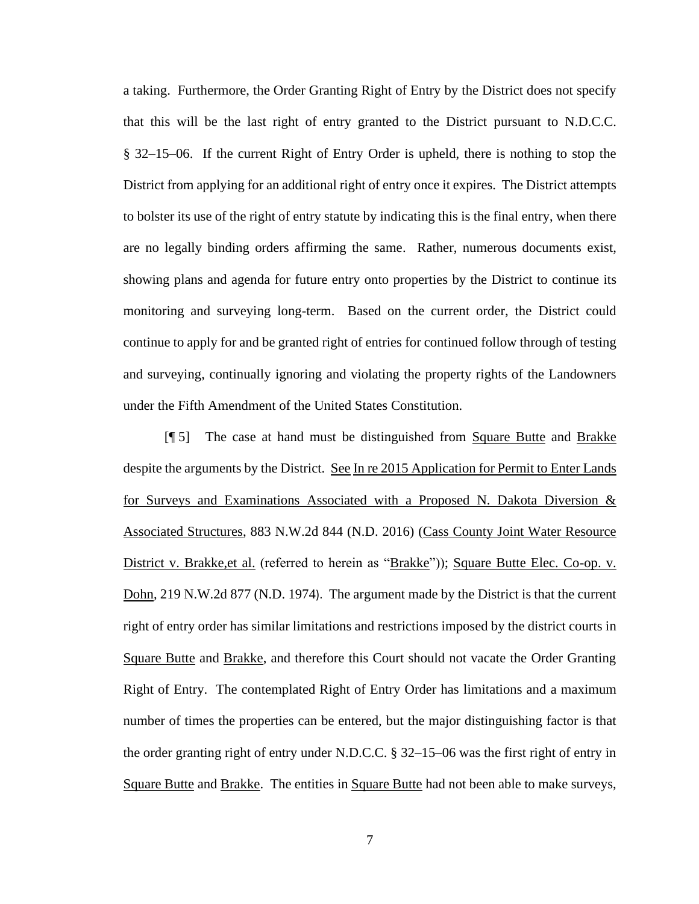a taking. Furthermore, the Order Granting Right of Entry by the District does not specify that this will be the last right of entry granted to the District pursuant to N.D.C.C. § 32–15–06. If the current Right of Entry Order is upheld, there is nothing to stop the District from applying for an additional right of entry once it expires. The District attempts to bolster its use of the right of entry statute by indicating this is the final entry, when there are no legally binding orders affirming the same. Rather, numerous documents exist, showing plans and agenda for future entry onto properties by the District to continue its monitoring and surveying long-term. Based on the current order, the District could continue to apply for and be granted right of entries for continued follow through of testing and surveying, continually ignoring and violating the property rights of the Landowners under the Fifth Amendment of the United States Constitution.

[¶ 5] The case at hand must be distinguished from Square Butte and Brakke despite the arguments by the District. See In re 2015 Application for Permit to Enter Lands for Surveys and Examinations Associated with a Proposed N. Dakota Diversion & Associated Structures, 883 N.W.2d 844 (N.D. 2016) (Cass County Joint Water Resource District v. Brakke,et al. (referred to herein as "Brakke")); Square Butte Elec. Co-op. v. Dohn, 219 N.W.2d 877 (N.D. 1974). The argument made by the District is that the current right of entry order has similar limitations and restrictions imposed by the district courts in Square Butte and Brakke, and therefore this Court should not vacate the Order Granting Right of Entry. The contemplated Right of Entry Order has limitations and a maximum number of times the properties can be entered, but the major distinguishing factor is that the order granting right of entry under N.D.C.C. § 32–15–06 was the first right of entry in Square Butte and Brakke. The entities in Square Butte had not been able to make surveys,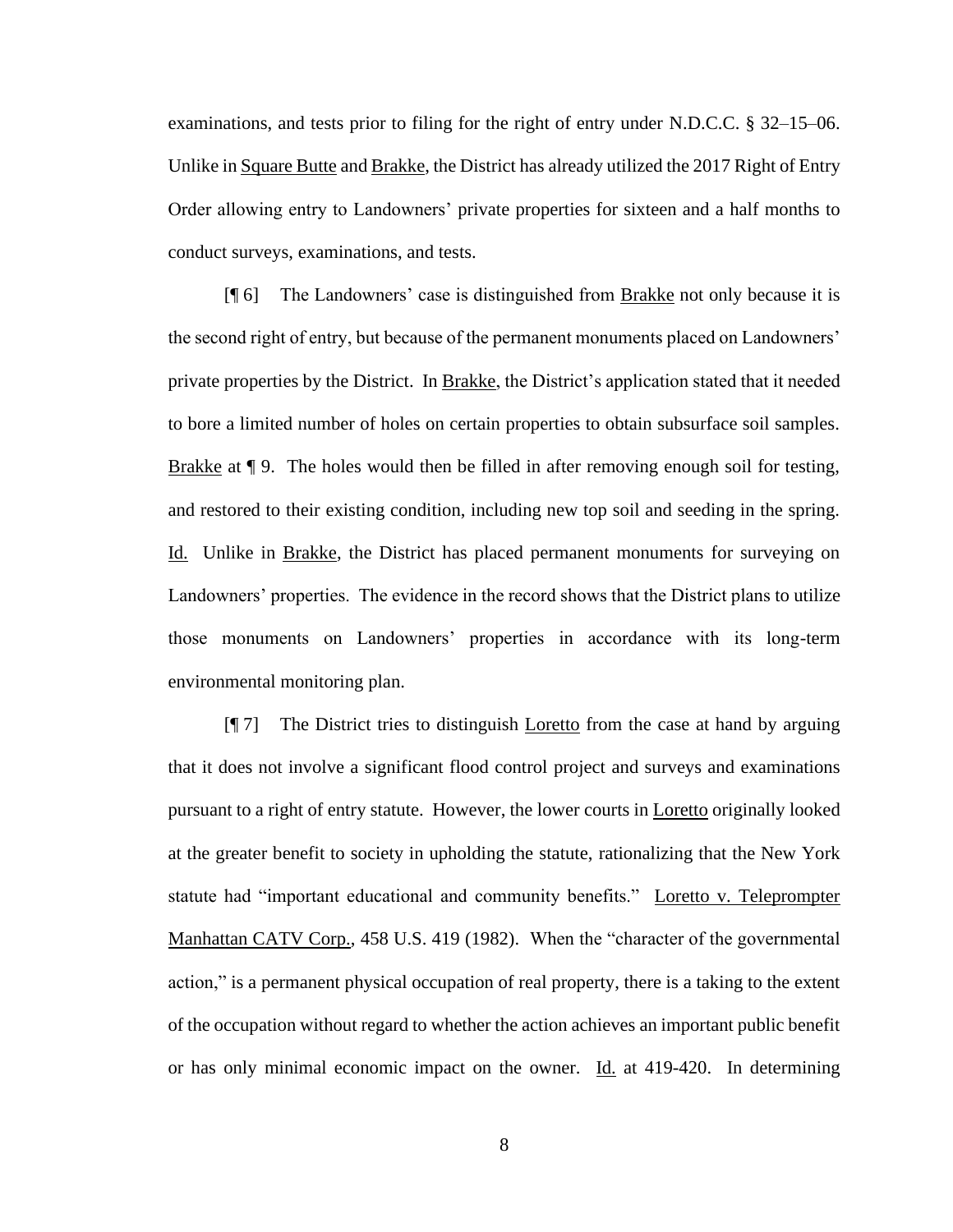examinations, and tests prior to filing for the right of entry under N.D.C.C. § 32–15–06. Unlike in Square Butte and Brakke, the District has already utilized the 2017 Right of Entry Order allowing entry to Landowners' private properties for sixteen and a half months to conduct surveys, examinations, and tests.

[¶ 6] The Landowners' case is distinguished from Brakke not only because it is the second right of entry, but because of the permanent monuments placed on Landowners' private properties by the District. In Brakke, the District's application stated that it needed to bore a limited number of holes on certain properties to obtain subsurface soil samples. Brakke at ¶ 9. The holes would then be filled in after removing enough soil for testing, and restored to their existing condition, including new top soil and seeding in the spring. Id. Unlike in Brakke, the District has placed permanent monuments for surveying on Landowners' properties. The evidence in the record shows that the District plans to utilize those monuments on Landowners' properties in accordance with its long-term environmental monitoring plan.

[¶ 7] The District tries to distinguish Loretto from the case at hand by arguing that it does not involve a significant flood control project and surveys and examinations pursuant to a right of entry statute. However, the lower courts in Loretto originally looked at the greater benefit to society in upholding the statute, rationalizing that the New York statute had "important educational and community benefits." Loretto v. Teleprompter Manhattan CATV Corp., 458 U.S. 419 (1982). When the "character of the governmental action," is a permanent physical occupation of real property, there is a taking to the extent of the occupation without regard to whether the action achieves an important public benefit or has only minimal economic impact on the owner. Id. at 419-420. In determining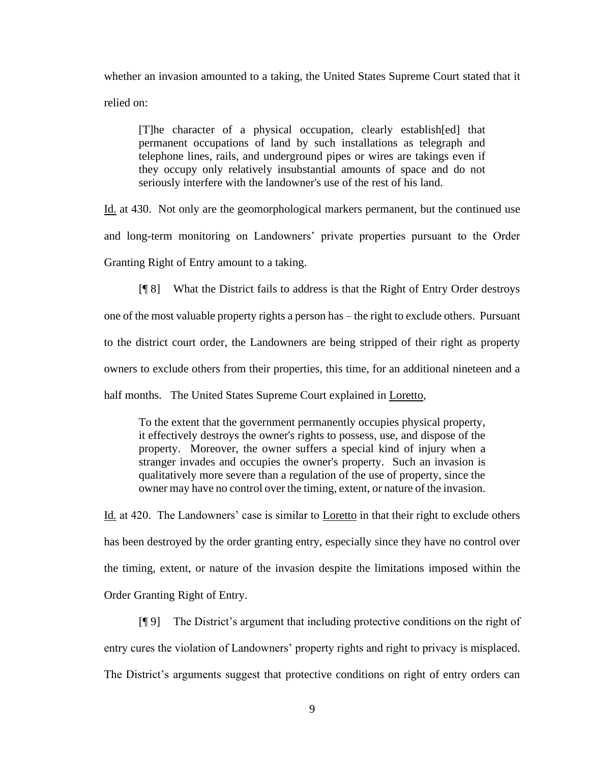whether an invasion amounted to a taking, the United States Supreme Court stated that it relied on:

> [T]he character of a physical occupation, clearly establish[ed] that permanent occupations of land by such installations as telegraph and telephone lines, rails, and underground pipes or wires are takings even if they occupy only relatively insubstantial amounts of space and do not seriously interfere with the landowner's use of the rest of his land.

Id. at 430. Not only are the geomorphological markers permanent, but the continued use and long-term monitoring on Landowners' private properties pursuant to the Order Granting Right of Entry amount to a taking.

[¶ 8] What the District fails to address is that the Right of Entry Order destroys one of the most valuable property rights a person has – the right to exclude others. Pursuant to the district court order, the Landowners are being stripped of their right as property owners to exclude others from their properties, this time, for an additional nineteen and a half months. The United States Supreme Court explained in Loretto,

> To the extent that the government permanently occupies physical property, it effectively destroys the owner's rights to possess, use, and dispose of the property. Moreover, the owner suffers a special kind of injury when a stranger invades and occupies the owner's property. Such an invasion is qualitatively more severe than a regulation of the use of property, since the owner may have no control over the timing, extent, or nature of the invasion.

Id. at 420. The Landowners' case is similar to Loretto in that their right to exclude others has been destroyed by the order granting entry, especially since they have no control over the timing, extent, or nature of the invasion despite the limitations imposed within the Order Granting Right of Entry.

[¶ 9] The District's argument that including protective conditions on the right of entry cures the violation of Landowners' property rights and right to privacy is misplaced. The District's arguments suggest that protective conditions on right of entry orders can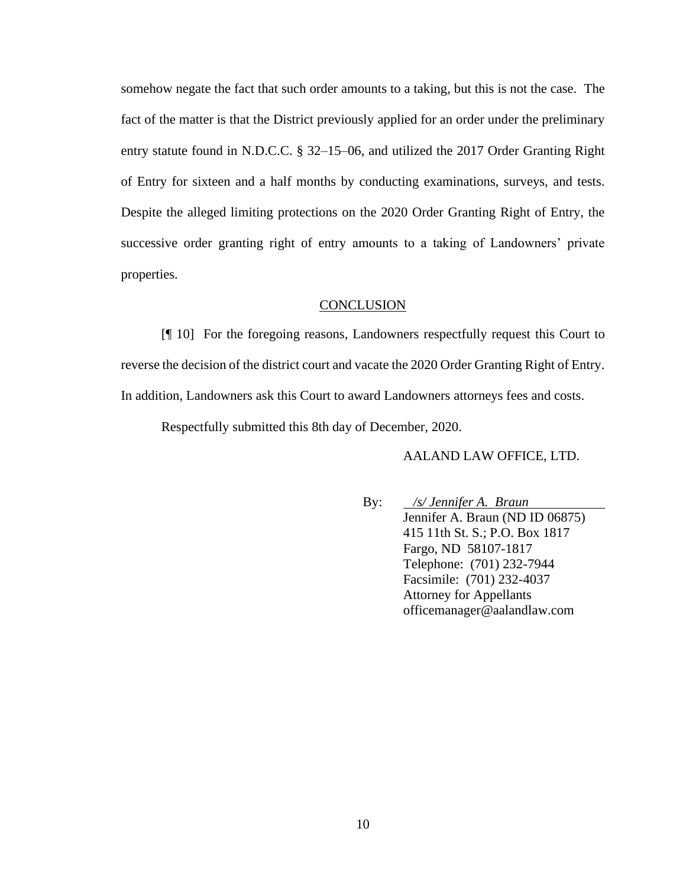somehow negate the fact that such order amounts to a taking, but this is not the case. The fact of the matter is that the District previously applied for an order under the preliminary entry statute found in N.D.C.C. § 32–15–06, and utilized the 2017 Order Granting Right of Entry for sixteen and a half months by conducting examinations, surveys, and tests. Despite the alleged limiting protections on the 2020 Order Granting Right of Entry, the successive order granting right of entry amounts to a taking of Landowners' private properties.

## CONCLUSION

[¶ 10] For the foregoing reasons, Landowners respectfully request this Court to reverse the decision of the district court and vacate the 2020 Order Granting Right of Entry. In addition, Landowners ask this Court to award Landowners attorneys fees and costs.

Respectfully submitted this 8th day of December, 2020.

AALAND LAW OFFICE, LTD.

By: *\/s/ Jennifer A. Braun*
Jennifer A. Braun (ND ID 06875)
415 11th St. S.; P.O. Box 1817
Fargo, ND 58107-1817
Telephone: (701) 232-7944
Facsimile: (701) 232-4037
Attorney for Appellants
officemanager@aalandlaw.com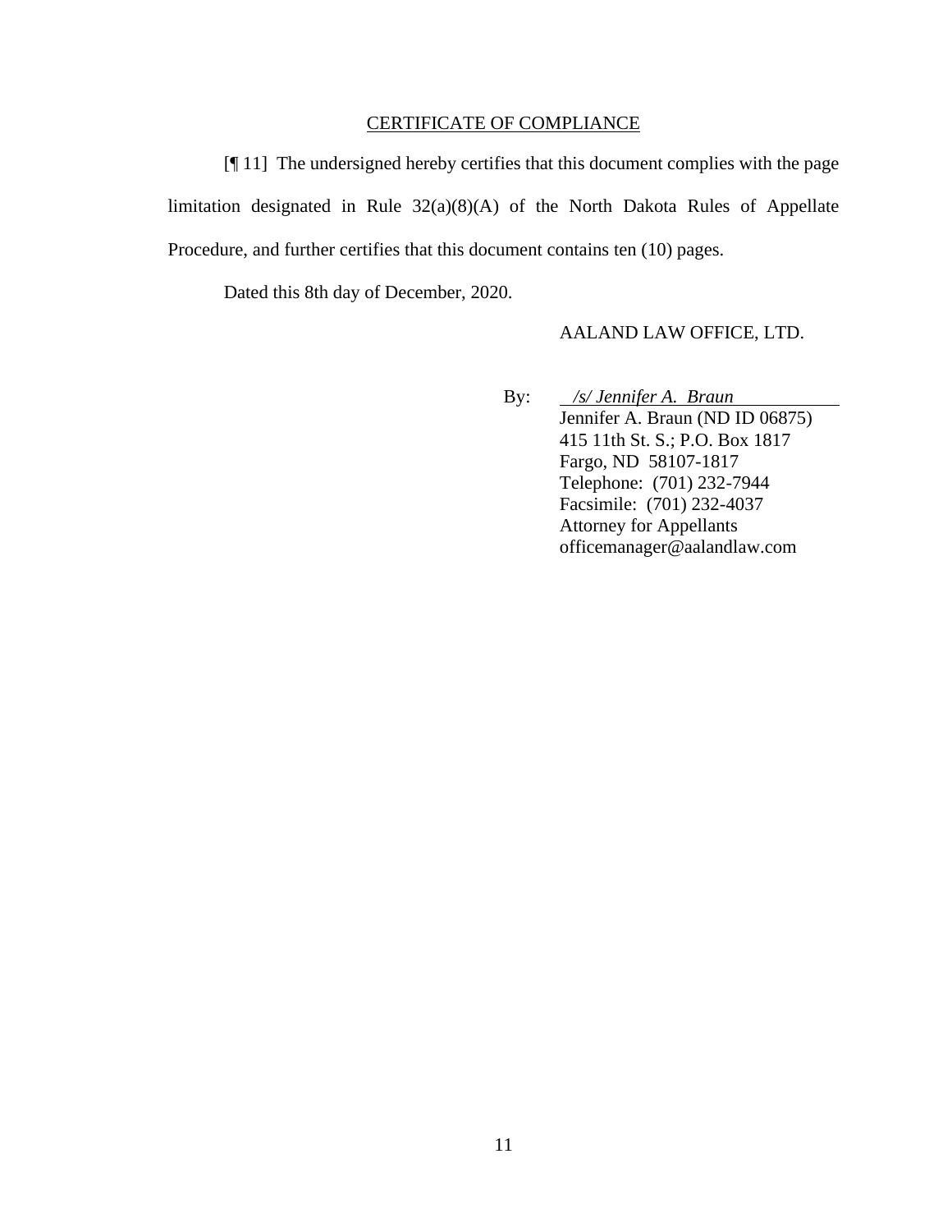## CERTIFICATE OF COMPLIANCE

[¶ 11] The undersigned hereby certifies that this document complies with the page limitation designated in Rule 32(a)(8)(A) of the North Dakota Rules of Appellate Procedure, and further certifies that this document contains ten (10) pages.

Dated this 8th day of December, 2020.

AALAND LAW OFFICE, LTD.

By: *_/s/ Jennifer A. Braun_*
Jennifer A. Braun (ND ID 06875)
415 11th St. S.; P.O. Box 1817
Fargo, ND 58107-1817
Telephone: (701) 232-7944
Facsimile: (701) 232-4037
Attorney for Appellants
officemanager@aalandlaw.com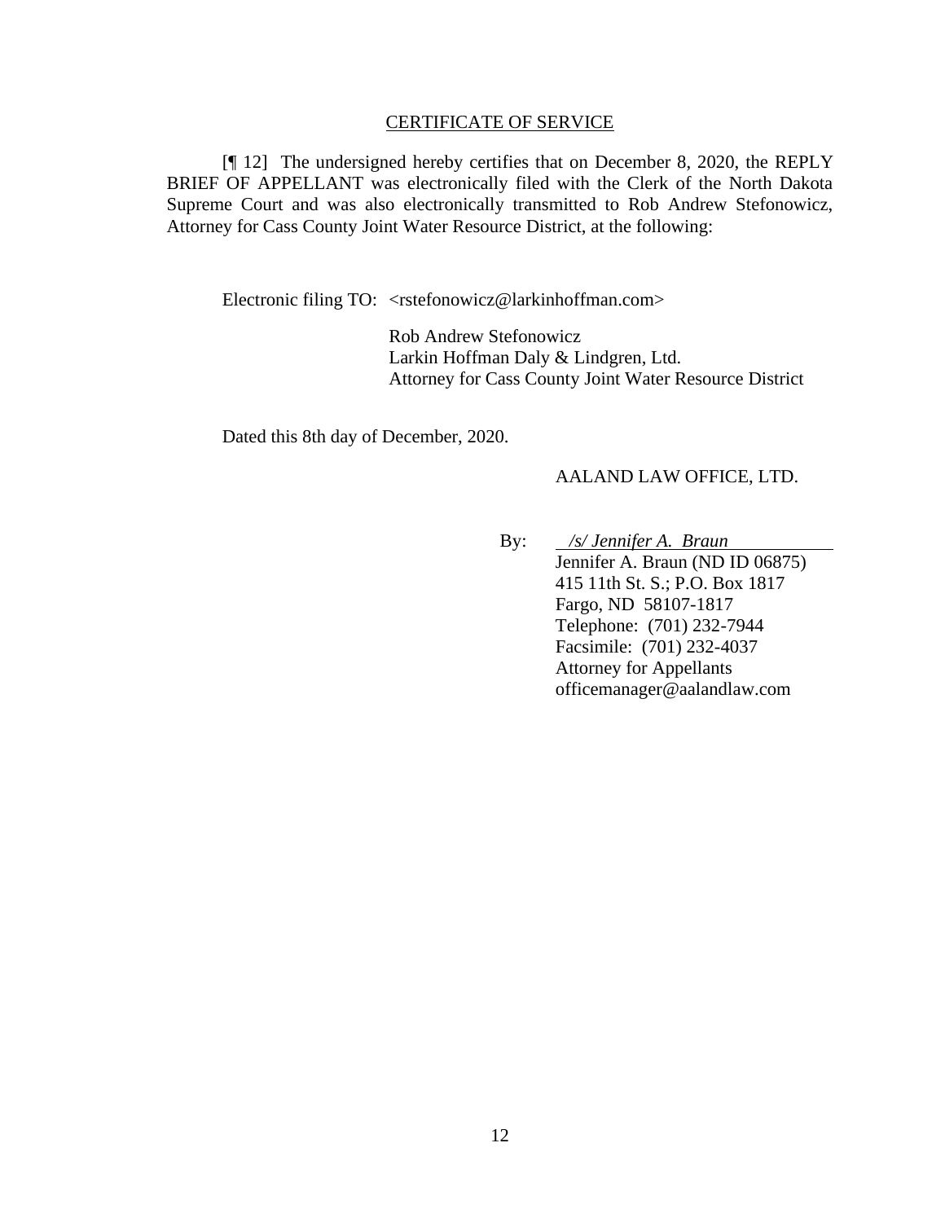<u>CERTIFICATE OF SERVICE</u>

[¶ 12] The undersigned hereby certifies that on December 8, 2020, the REPLY BRIEF OF APPELLANT was electronically filed with the Clerk of the North Dakota Supreme Court and was also electronically transmitted to Rob Andrew Stefonowicz, Attorney for Cass County Joint Water Resource District, at the following:

Electronic filing TO: <rstefonowicz@larkinhoffman.com>

Rob Andrew Stefonowicz
Larkin Hoffman Daly & Lindgren, Ltd.
Attorney for Cass County Joint Water Resource District

Dated this 8th day of December, 2020.

AALAND LAW OFFICE, LTD.

By: *<u>/s/ Jennifer A. Braun</u>*
Jennifer A. Braun (ND ID 06875)
415 11th St. S.; P.O. Box 1817
Fargo, ND 58107-1817
Telephone: (701) 232-7944
Facsimile: (701) 232-4037
Attorney for Appellants
officemanager@aalandlaw.com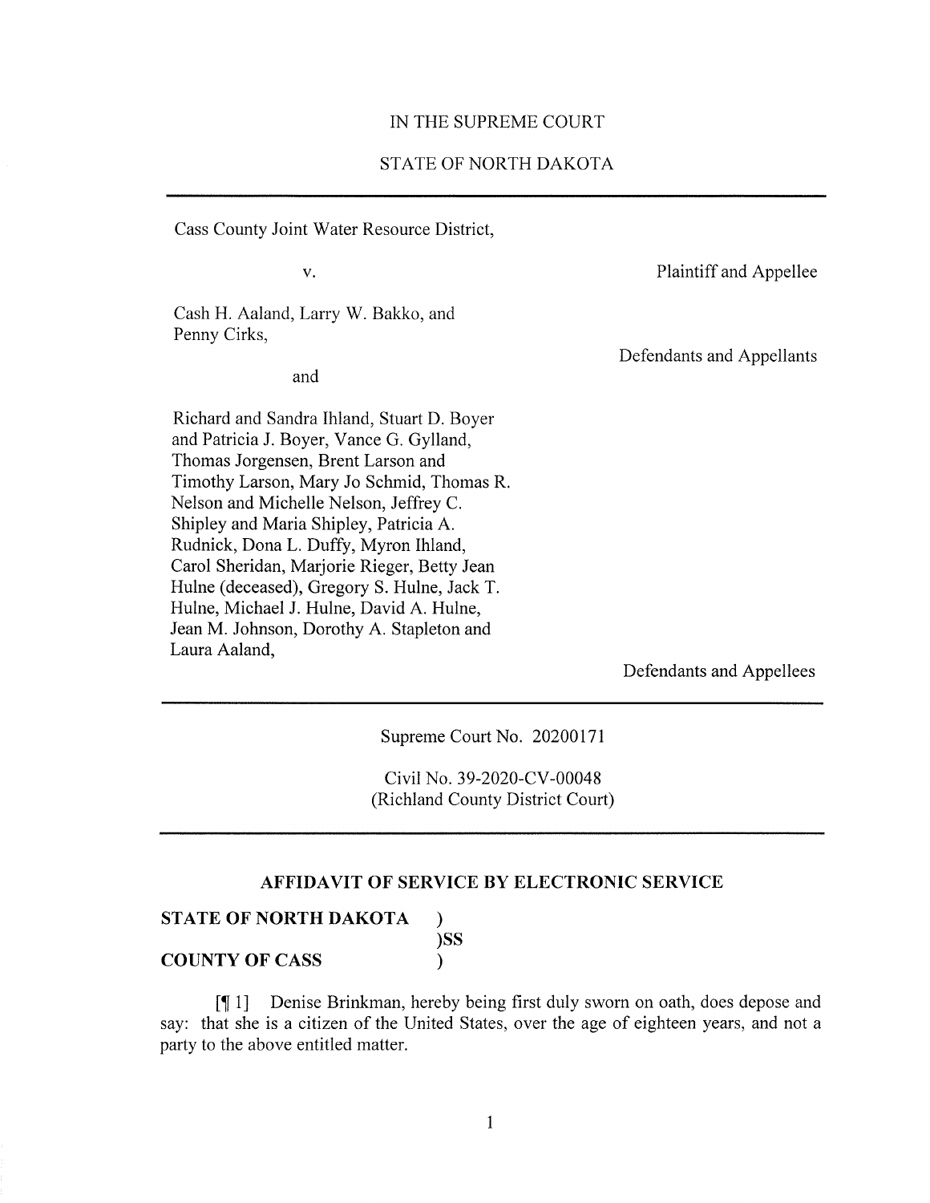IN THE SUPREME COURT

STATE OF NORTH DAKOTA

---

Cass County Joint Water Resource District,

Plaintiff and Appellee

v.

Cash H. Aaland, Larry W. Bakko, and Penny Cirks,

Defendants and Appellants

and

Richard and Sandra Ihland, Stuart D. Boyer and Patricia J. Boyer, Vance G. Gylland, Thomas Jorgensen, Brent Larson and Timothy Larson, Mary Jo Schmid, Thomas R. Nelson and Michelle Nelson, Jeffrey C. Shipley and Maria Shipley, Patricia A. Rudnick, Dona L. Duffy, Myron Ihland, Carol Sheridan, Marjorie Rieger, Betty Jean Hulne (deceased), Gregory S. Hulne, Jack T. Hulne, Michael J. Hulne, David A. Hulne, Jean M. Johnson, Dorothy A. Stapleton and Laura Aaland,

Defendants and Appellees

---

Supreme Court No. 20200171

Civil No. 39-2020-CV-00048
(Richland County District Court)

---

## AFFIDAVIT OF SERVICE BY ELECTRONIC SERVICE

**STATE OF NORTH DAKOTA** )
)SS
**COUNTY OF CASS** )

[¶ 1] Denise Brinkman, hereby being first duly sworn on oath, does depose and say: that she is a citizen of the United States, over the age of eighteen years, and not a party to the above entitled matter.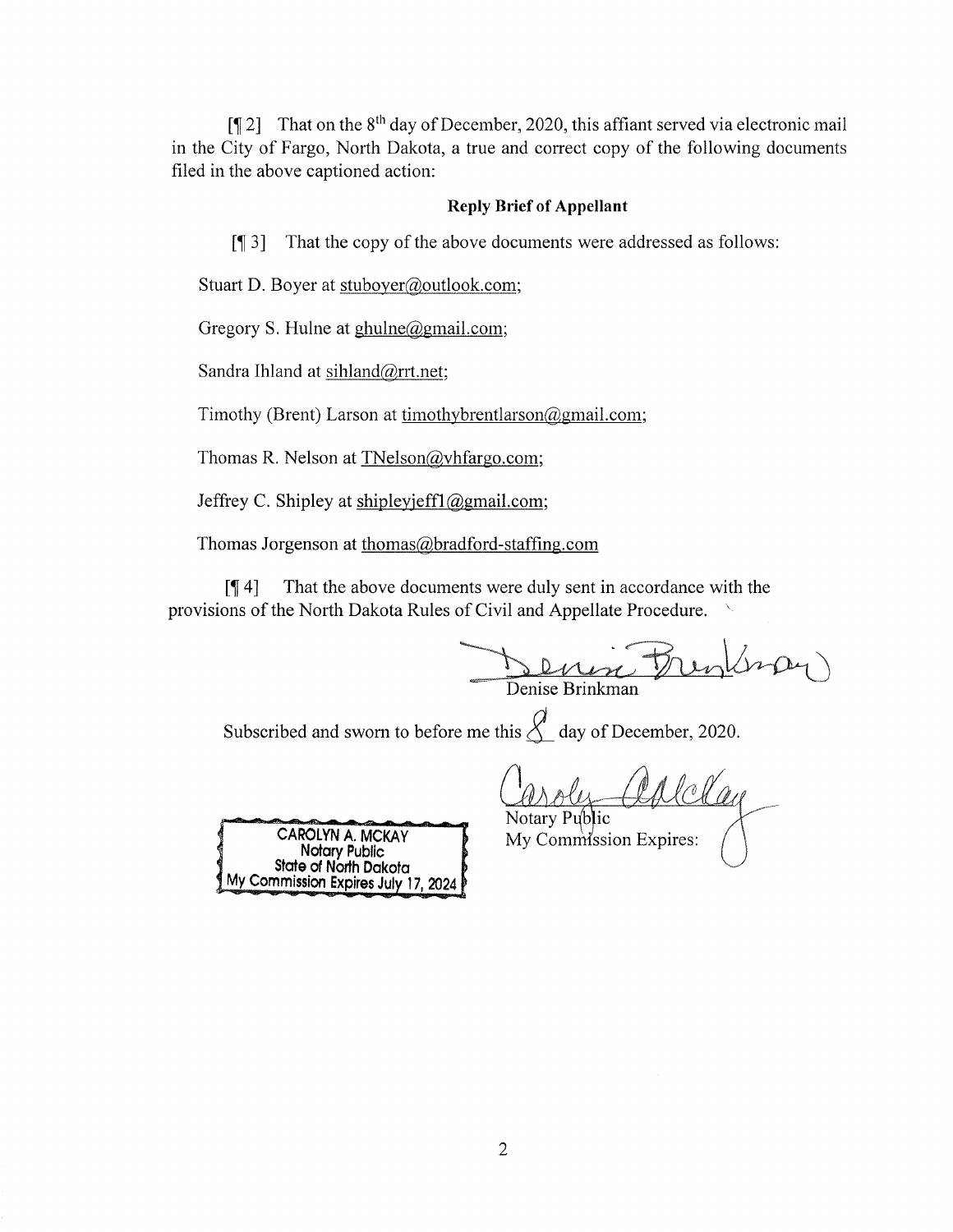[¶ 2] That on the 8th day of December, 2020, this affiant served via electronic mail in the City of Fargo, North Dakota, a true and correct copy of the following documents filed in the above captioned action:

**Reply Brief of Appellant**

[¶ 3] That the copy of the above documents were addressed as follows:

Stuart D. Boyer at stuboyer@outlook.com;

Gregory S. Hulne at ghulne@gmail.com;

Sandra Ihland at sihland@rrt.net;

Timothy (Brent) Larson at timothybrentlarson@gmail.com;

Thomas R. Nelson at TNelson@vhfargo.com;

Jeffrey C. Shipley at shipleyjeff1@gmail.com;

Thomas Jorgenson at thomas@bradford-staffing.com

[¶ 4] That the above documents were duly sent in accordance with the provisions of the North Dakota Rules of Civil and Appellate Procedure.

Denise Brinkman

Subscribed and sworn to before me this 8 day of December, 2020.

Notary Public
My Commission Expires:

CAROLYN A. MCKAY
Notary Public
State of North Dakota
My Commission Expires July 17, 2024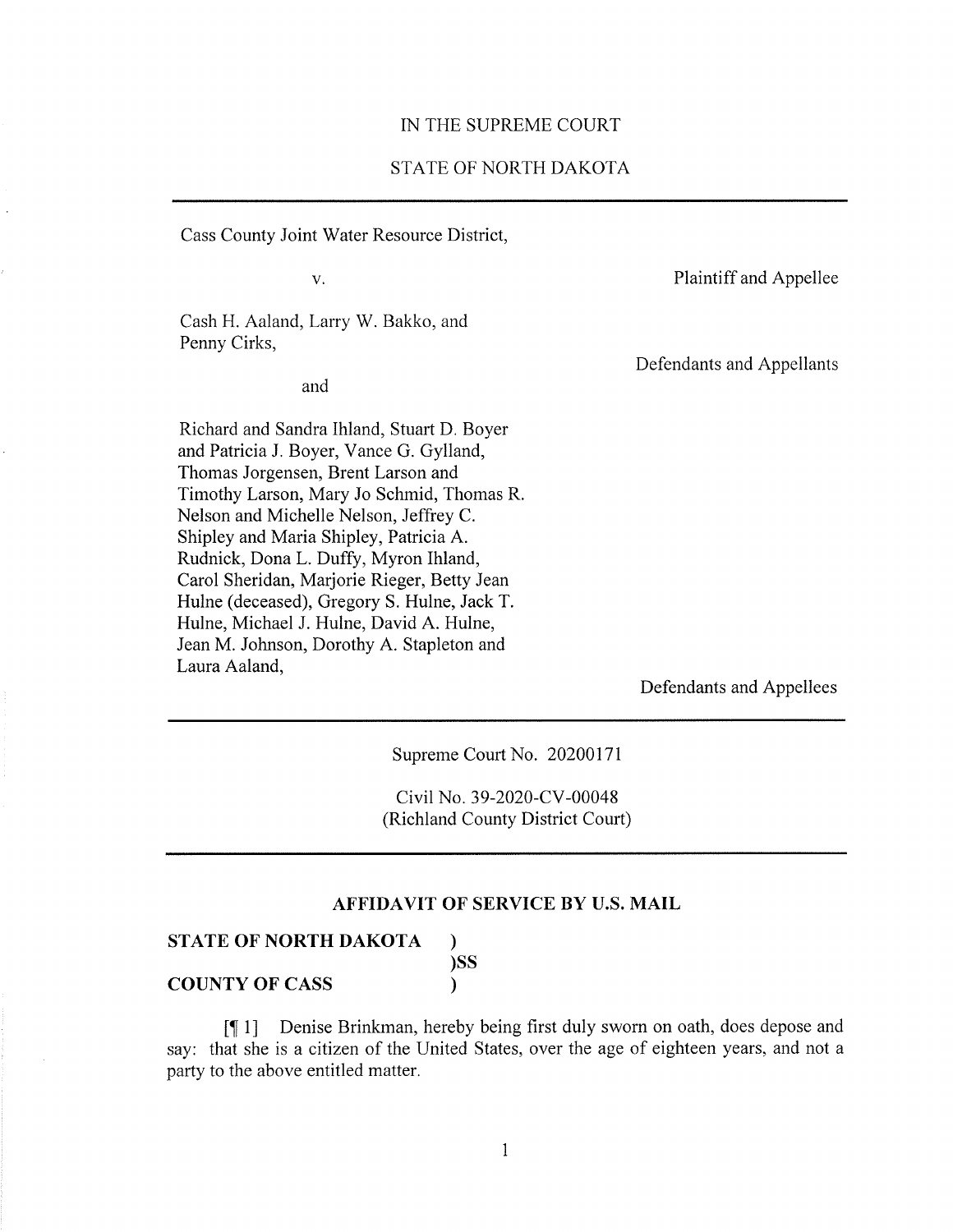IN THE SUPREME COURT

STATE OF NORTH DAKOTA

---

Cash County Joint Water Resource District,

v.

Plaintiff and Appellee

Cash H. Aaland, Larry W. Bakko, and Penny Cirks,

Defendants and Appellants

and

Richard and Sandra Ihland, Stuart D. Boyer and Patricia J. Boyer, Vance G. Gylland, Thomas Jorgensen, Brent Larson and Timothy Larson, Mary Jo Schmid, Thomas R. Nelson and Michelle Nelson, Jeffrey C. Shipley and Maria Shipley, Patricia A. Rudnick, Dona L. Duffy, Myron Ihland, Carol Sheridan, Marjorie Rieger, Betty Jean Hulne (deceased), Gregory S. Hulne, Jack T. Hulne, Michael J. Hulne, David A. Hulne, Jean M. Johnson, Dorothy A. Stapleton and Laura Aaland,

Defendants and Appellees

---

Supreme Court No. 20200171

Civil No. 39-2020-CV-00048
(Richland County District Court)

---

**AFFIDAVIT OF SERVICE BY U.S. MAIL**

**STATE OF NORTH DAKOTA** )
)**SS**
**COUNTY OF CASS** )

[¶ 1] Denise Brinkman, hereby being first duly sworn on oath, does depose and say: that she is a citizen of the United States, over the age of eighteen years, and not a party to the above entitled matter.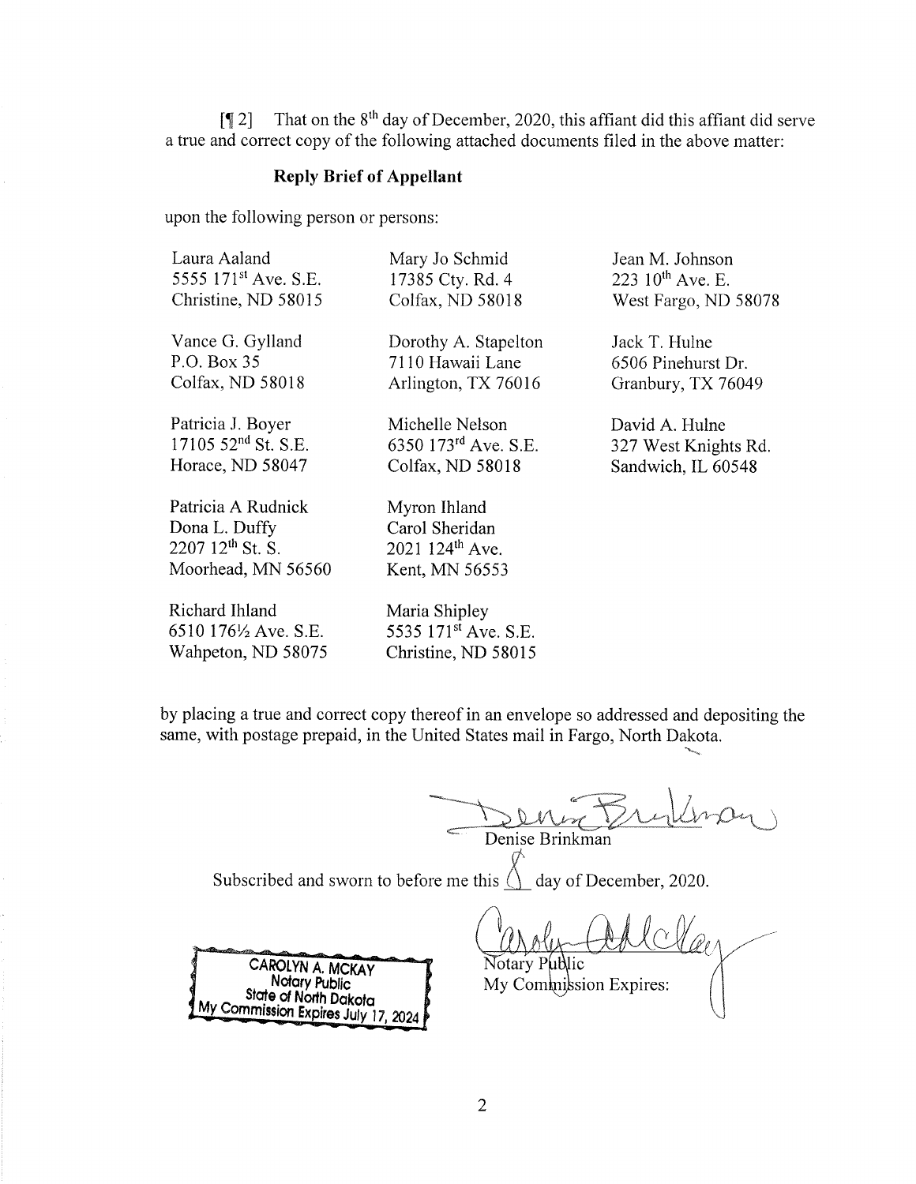[¶ 2] That on the 8th day of December, 2020, this affiant did this affiant did serve a true and correct copy of the following attached documents filed in the above matter:

**Reply Brief of Appellant**

upon the following person or persons:

Laura Aaland
5555 171st Ave. S.E.
Christine, ND 58015

Vance G. Gylland
P.O. Box 35
Colfax, ND 58018

Patricia J. Boyer
17105 52nd St. S.E.
Horace, ND 58047

Patricia A Rudnick
Dona L. Duffy
2207 12th St. S.
Moorhead, MN 56560

Richard Ihland
6510 176½ Ave. S.E.
Wahpeton, ND 58075

Mary Jo Schmid
17385 Cty. Rd. 4
Colfax, ND 58018

Dorothy A. Stapelton
7110 Hawaii Lane
Arlington, TX 76016

Michelle Nelson
6350 173rd Ave. S.E.
Colfax, ND 58018

Myron Ihland
Carol Sheridan
2021 124th Ave.
Kent, MN 56553

Maria Shipley
5535 171st Ave. S.E.
Christine, ND 58015

Jean M. Johnson
223 10th Ave. E.
West Fargo, ND 58078

Jack T. Hulne
6506 Pinehurst Dr.
Granbury, TX 76049

David A. Hulne
327 West Knights Rd.
Sandwich, IL 60548

by placing a true and correct copy thereof in an envelope so addressed and depositing the same, with postage prepaid, in the United States mail in Fargo, North Dakota.

Denise Brinkman

Subscribed and sworn to before me this 8 day of December, 2020.

Notary Public
My Commission Expires:

CAROLYN A. MCKAY
Notary Public
State of North Dakota
My Commission Expires July 17, 2024